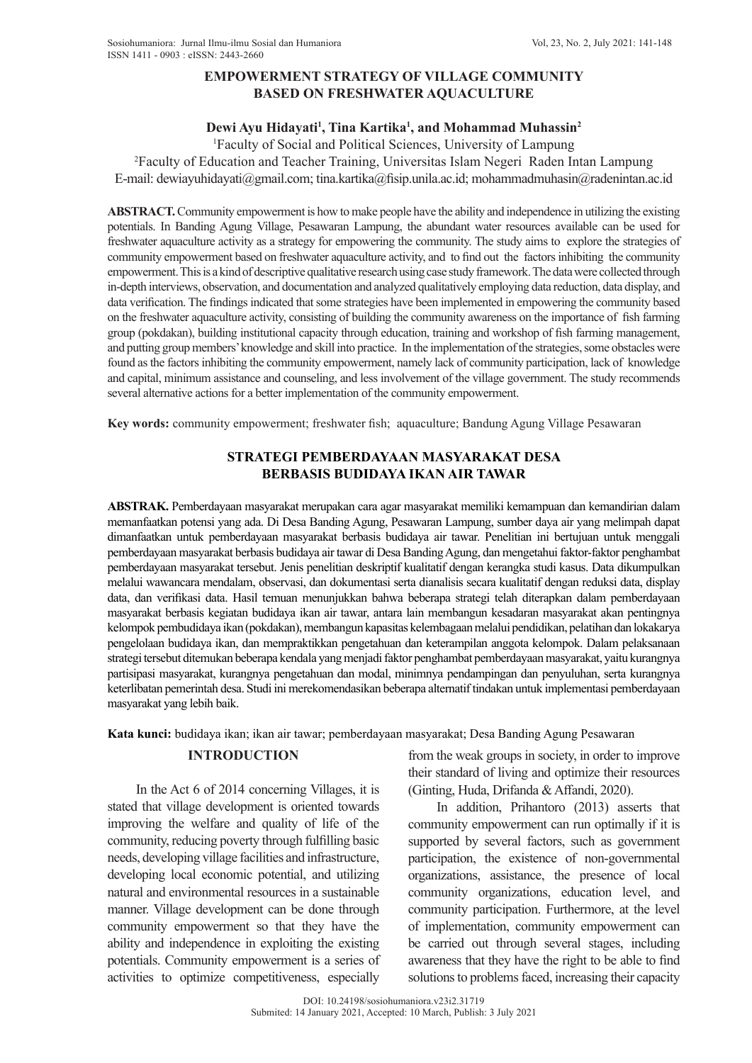# EMPOWERMENT STRATEGY OF VILLAGE COMMUNITY BASED ON FRESHWATER AQUACULTURE

**Dewi Ayu Hidayati[1], Tina Kartika[1], and Mohammad Muhassin[2]**

[1]Faculty of Social and Political Sciences, University of Lampung

[2]Faculty of Education and Teacher Training, Universitas Islam Negeri Raden Intan Lampung

E-mail: dewiayuhidayati@gmail.com; tina.kartika@fisip.unila.ac.id; mohammadmuhasin@radenintan.ac.id

**ABSTRACT.** Community empowerment is how to make people have the ability and independence in utilizing the existing potentials. In Banding Agung Village, Pesawaran Lampung, the abundant water resources available can be used for freshwater aquaculture activity as a strategy for empowering the community. The study aims to explore the strategies of community empowerment based on freshwater aquaculture activity, and to find out the factors inhibiting the community empowerment. This is a kind of descriptive qualitative research using case study framework. The data were collected through in-depth interviews, observation, and documentation and analyzed qualitatively employing data reduction, data display, and data verification. The findings indicated that some strategies have been implemented in empowering the community based on the freshwater aquaculture activity, consisting of building the community awareness on the importance of fish farming group (pokdakan), building institutional capacity through education, training and workshop of fish farming management, and putting group members' knowledge and skill into practice. In the implementation of the strategies, some obstacles were found as the factors inhibiting the community empowerment, namely lack of community participation, lack of knowledge and capital, minimum assistance and counseling, and less involvement of the village government. The study recommends several alternative actions for a better implementation of the community empowerment.

**Key words:** community empowerment; freshwater fish; aquaculture; Bandung Agung Village Pesawaran

# STRATEGI PEMBERDAYAAN MASYARAKAT DESA BERBASIS BUDIDAYA IKAN AIR TAWAR

**ABSTRAK.** Pemberdayaan masyarakat merupakan cara agar masyarakat memiliki kemampuan dan kemandirian dalam memanfaatkan potensi yang ada. Di Desa Banding Agung, Pesawaran Lampung, sumber daya air yang melimpah dapat dimanfaatkan untuk pemberdayaan masyarakat berbasis budidaya air tawar. Penelitian ini bertujuan untuk menggali pemberdayaan masyarakat berbasis budidaya air tawar di Desa Banding Agung, dan mengetahui faktor-faktor penghambat pemberdayaan masyarakat tersebut. Jenis penelitian deskriptif kualitatif dengan kerangka studi kasus. Data dikumpulkan melalui wawancara mendalam, observasi, dan dokumentasi serta dianalisis secara kualitatif dengan reduksi data, display data, dan verifikasi data. Hasil temuan menunjukkan bahwa beberapa strategi telah diterapkan dalam pemberdayaan masyarakat berbasis kegiatan budidaya ikan air tawar, antara lain membangun kesadaran masyarakat akan pentingnya kelompok pembudidaya ikan (pokdakan), membangun kapasitas kelembagaan melalui pendidikan, pelatihan dan lokakarya pengelolaan budidaya ikan, dan mempraktikkan pengetahuan dan keterampilan anggota kelompok. Dalam pelaksanaan strategi tersebut ditemukan beberapa kendala yang menjadi faktor penghambat pemberdayaan masyarakat, yaitu kurangnya partisipasi masyarakat, kurangnya pengetahuan dan modal, minimnya pendampingan dan penyuluhan, serta kurangnya keterlibatan pemerintah desa. Studi ini merekomendasikan beberapa alternatif tindakan untuk implementasi pemberdayaan masyarakat yang lebih baik.

**Kata kunci:** budidaya ikan; ikan air tawar; pemberdayaan masyarakat; Desa Banding Agung Pesawaran

## INTRODUCTION

In the Act 6 of 2014 concerning Villages, it is stated that village development is oriented towards improving the welfare and quality of life of the community, reducing poverty through fulfilling basic needs, developing village facilities and infrastructure, developing local economic potential, and utilizing natural and environmental resources in a sustainable manner. Village development can be done through community empowerment so that they have the ability and independence in exploiting the existing potentials. Community empowerment is a series of activities to optimize competitiveness, especially from the weak groups in society, in order to improve their standard of living and optimize their resources (Ginting, Huda, Drifanda & Affandi, 2020).

In addition, Prihantoro (2013) asserts that community empowerment can run optimally if it is supported by several factors, such as government participation, the existence of non-governmental organizations, assistance, the presence of local community organizations, education level, and community participation. Furthermore, at the level of implementation, community empowerment can be carried out through several stages, including awareness that they have the right to be able to find solutions to problems faced, increasing their capacity

DOI: 10.24198/sosiohumaniora.v23i2.31719

Submited: 14 January 2021, Accepted: 10 March, Publish: 3 July 2021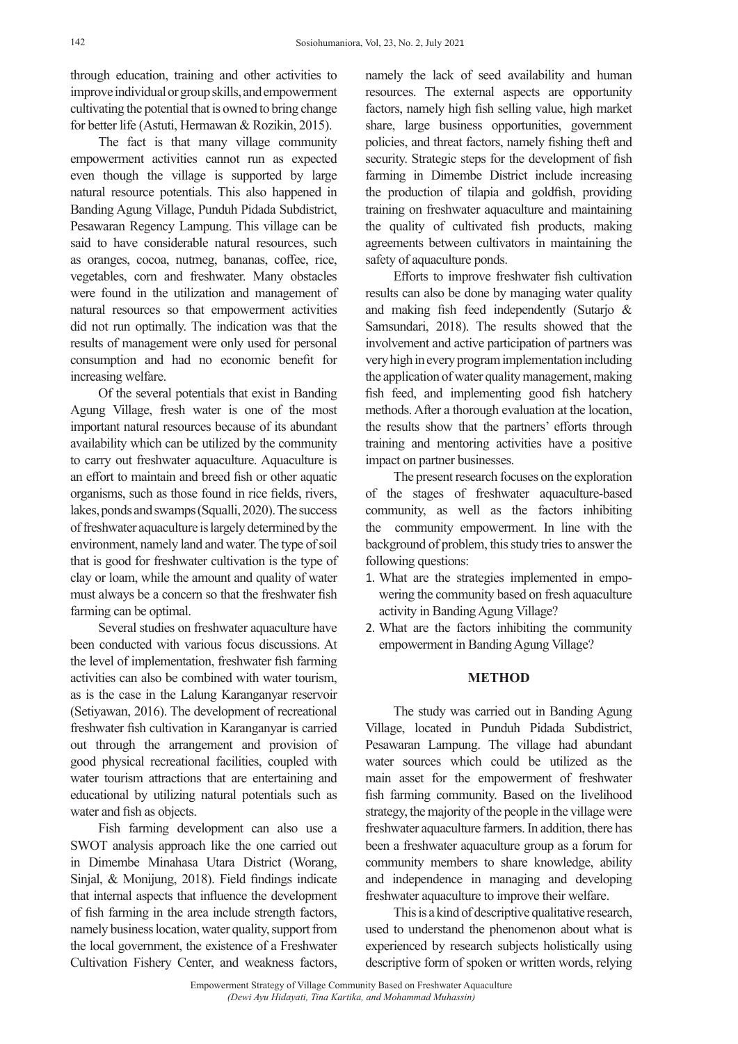through education, training and other activities to improve individual or group skills, and empowerment cultivating the potential that is owned to bring change for better life (Astuti, Hermawan & Rozikin, 2015).

The fact is that many village community empowerment activities cannot run as expected even though the village is supported by large natural resource potentials. This also happened in Banding Agung Village, Punduh Pidada Subdistrict, Pesawaran Regency Lampung. This village can be said to have considerable natural resources, such as oranges, cocoa, nutmeg, bananas, coffee, rice, vegetables, corn and freshwater. Many obstacles were found in the utilization and management of natural resources so that empowerment activities did not run optimally. The indication was that the results of management were only used for personal consumption and had no economic benefit for increasing welfare.

Of the several potentials that exist in Banding Agung Village, fresh water is one of the most important natural resources because of its abundant availability which can be utilized by the community to carry out freshwater aquaculture. Aquaculture is an effort to maintain and breed fish or other aquatic organisms, such as those found in rice fields, rivers, lakes, ponds and swamps (Squalli, 2020). The success of freshwater aquaculture is largely determined by the environment, namely land and water. The type of soil that is good for freshwater cultivation is the type of clay or loam, while the amount and quality of water must always be a concern so that the freshwater fish farming can be optimal.

Several studies on freshwater aquaculture have been conducted with various focus discussions. At the level of implementation, freshwater fish farming activities can also be combined with water tourism, as is the case in the Lalung Karanganyar reservoir (Setiyawan, 2016). The development of recreational freshwater fish cultivation in Karanganyar is carried out through the arrangement and provision of good physical recreational facilities, coupled with water tourism attractions that are entertaining and educational by utilizing natural potentials such as water and fish as objects.

Fish farming development can also use a SWOT analysis approach like the one carried out in Dimembe Minahasa Utara District (Worang, Sinjal, & Monijung, 2018). Field findings indicate that internal aspects that influence the development of fish farming in the area include strength factors, namely business location, water quality, support from the local government, the existence of a Freshwater Cultivation Fishery Center, and weakness factors, namely the lack of seed availability and human resources. The external aspects are opportunity factors, namely high fish selling value, high market share, large business opportunities, government policies, and threat factors, namely fishing theft and security. Strategic steps for the development of fish farming in Dimembe District include increasing the production of tilapia and goldfish, providing training on freshwater aquaculture and maintaining the quality of cultivated fish products, making agreements between cultivators in maintaining the safety of aquaculture ponds.

Efforts to improve freshwater fish cultivation results can also be done by managing water quality and making fish feed independently (Sutarjo & Samsundari, 2018). The results showed that the involvement and active participation of partners was very high in every program implementation including the application of water quality management, making fish feed, and implementing good fish hatchery methods. After a thorough evaluation at the location, the results show that the partners' efforts through training and mentoring activities have a positive impact on partner businesses.

The present research focuses on the exploration of the stages of freshwater aquaculture-based community, as well as the factors inhibiting the community empowerment. In line with the background of problem, this study tries to answer the following questions:

1. What are the strategies implemented in empowering the community based on fresh aquaculture activity in Banding Agung Village?
2. What are the factors inhibiting the community empowerment in Banding Agung Village?

## METHOD

The study was carried out in Banding Agung Village, located in Punduh Pidada Subdistrict, Pesawaran Lampung. The village had abundant water sources which could be utilized as the main asset for the empowerment of freshwater fish farming community. Based on the livelihood strategy, the majority of the people in the village were freshwater aquaculture farmers. In addition, there has been a freshwater aquaculture group as a forum for community members to share knowledge, ability and independence in managing and developing freshwater aquaculture to improve their welfare.

This is a kind of descriptive qualitative research, used to understand the phenomenon about what is experienced by research subjects holistically using descriptive form of spoken or written words, relying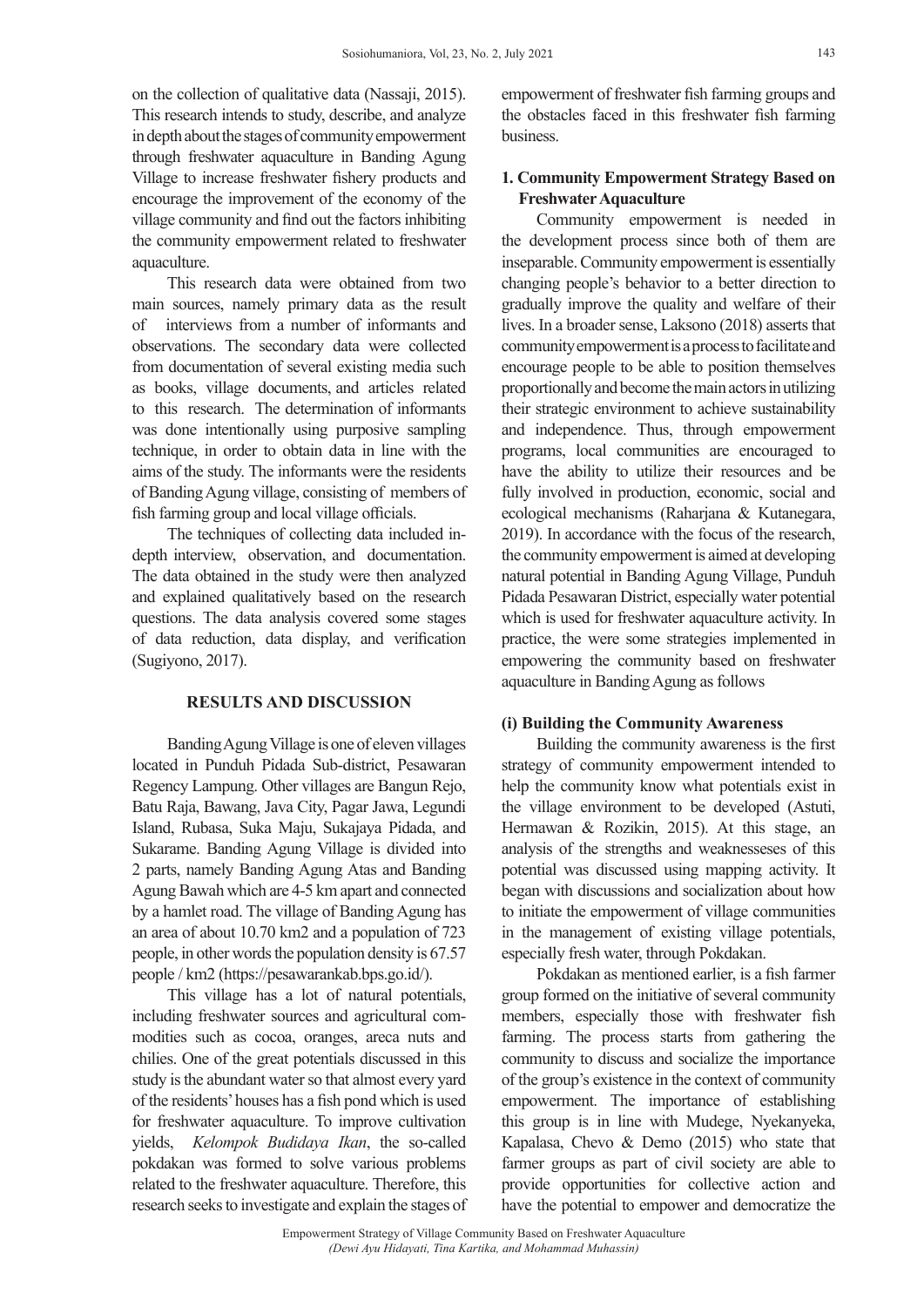on the collection of qualitative data (Nassaji, 2015). This research intends to study, describe, and analyze in depth about the stages of community empowerment through freshwater aquaculture in Banding Agung Village to increase freshwater fishery products and encourage the improvement of the economy of the village community and find out the factors inhibiting the community empowerment related to freshwater aquaculture.

This research data were obtained from two main sources, namely primary data as the result of interviews from a number of informants and observations. The secondary data were collected from documentation of several existing media such as books, village documents, and articles related to this research. The determination of informants was done intentionally using purposive sampling technique, in order to obtain data in line with the aims of the study. The informants were the residents of Banding Agung village, consisting of members of fish farming group and local village officials.

The techniques of collecting data included in-depth interview, observation, and documentation. The data obtained in the study were then analyzed and explained qualitatively based on the research questions. The data analysis covered some stages of data reduction, data display, and verification (Sugiyono, 2017).

## RESULTS AND DISCUSSION

Banding Agung Village is one of eleven villages located in Punduh Pidada Sub-district, Pesawaran Regency Lampung. Other villages are Bangun Rejo, Batu Raja, Bawang, Java City, Pagar Jawa, Legundi Island, Rubasa, Suka Maju, Sukajaya Pidada, and Sukarame. Banding Agung Village is divided into 2 parts, namely Banding Agung Atas and Banding Agung Bawah which are 4-5 km apart and connected by a hamlet road. The village of Banding Agung has an area of about 10.70 km2 and a population of 723 people, in other words the population density is 67.57 people / km2 (https://pesawarankab.bps.go.id/).

This village has a lot of natural potentials, including freshwater sources and agricultural commodities such as cocoa, oranges, areca nuts and chilies. One of the great potentials discussed in this study is the abundant water so that almost every yard of the residents' houses has a fish pond which is used for freshwater aquaculture. To improve cultivation yields, *Kelompok Budidaya Ikan*, the so-called pokdakan was formed to solve various problems related to the freshwater aquaculture. Therefore, this research seeks to investigate and explain the stages of empowerment of freshwater fish farming groups and the obstacles faced in this freshwater fish farming business.

### 1. Community Empowerment Strategy Based on Freshwater Aquaculture

Community empowerment is needed in the development process since both of them are inseparable. Community empowerment is essentially changing people's behavior to a better direction to gradually improve the quality and welfare of their lives. In a broader sense, Laksono (2018) asserts that community empowerment is a process to facilitate and encourage people to be able to position themselves proportionally and become the main actors in utilizing their strategic environment to achieve sustainability and independence. Thus, through empowerment programs, local communities are encouraged to have the ability to utilize their resources and be fully involved in production, economic, social and ecological mechanisms (Raharjana & Kutanegara, 2019). In accordance with the focus of the research, the community empowerment is aimed at developing natural potential in Banding Agung Village, Punduh Pidada Pesawaran District, especially water potential which is used for freshwater aquaculture activity. In practice, the were some strategies implemented in empowering the community based on freshwater aquaculture in Banding Agung as follows

#### (i) Building the Community Awareness

Building the community awareness is the first strategy of community empowerment intended to help the community know what potentials exist in the village environment to be developed (Astuti, Hermawan & Rozikin, 2015). At this stage, an analysis of the strengths and weaknesseses of this potential was discussed using mapping activity. It began with discussions and socialization about how to initiate the empowerment of village communities in the management of existing village potentials, especially fresh water, through Pokdakan.

Pokdakan as mentioned earlier, is a fish farmer group formed on the initiative of several community members, especially those with freshwater fish farming. The process starts from gathering the community to discuss and socialize the importance of the group's existence in the context of community empowerment. The importance of establishing this group is in line with Mudege, Nyekanyeka, Kapalasa, Chevo & Demo (2015) who state that farmer groups as part of civil society are able to provide opportunities for collective action and have the potential to empower and democratize the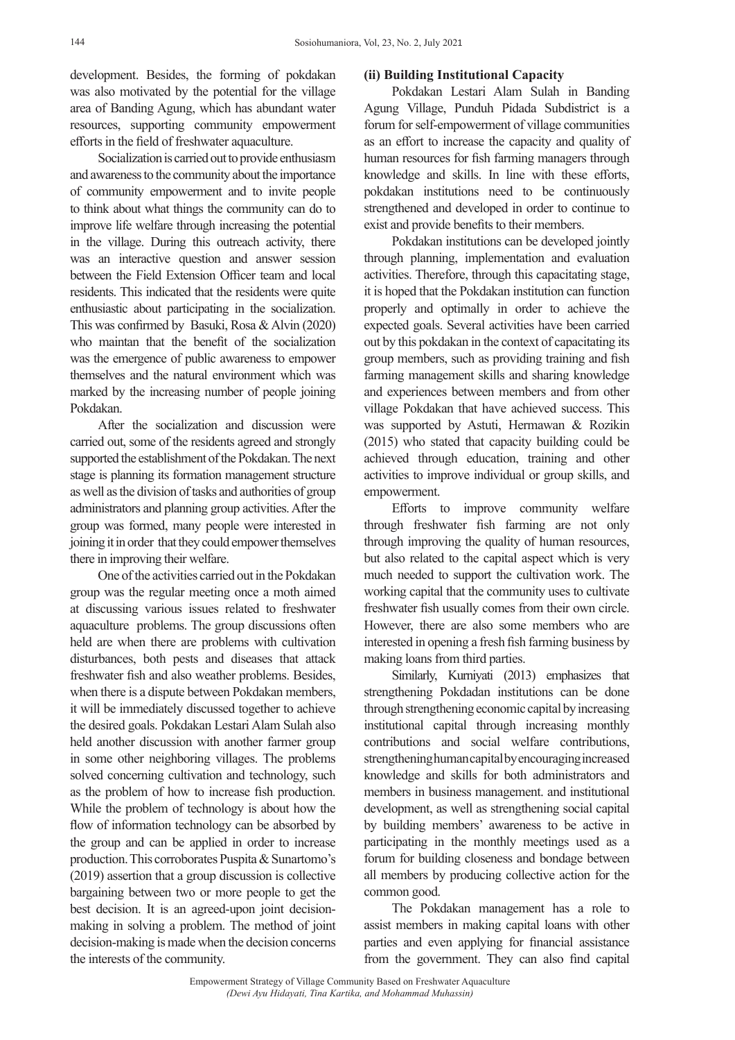development. Besides, the forming of pokdakan was also motivated by the potential for the village area of Banding Agung, which has abundant water resources, supporting community empowerment efforts in the field of freshwater aquaculture.

Socialization is carried out to provide enthusiasm and awareness to the community about the importance of community empowerment and to invite people to think about what things the community can do to improve life welfare through increasing the potential in the village. During this outreach activity, there was an interactive question and answer session between the Field Extension Officer team and local residents. This indicated that the residents were quite enthusiastic about participating in the socialization. This was confirmed by Basuki, Rosa & Alvin (2020) who maintan that the benefit of the socialization was the emergence of public awareness to empower themselves and the natural environment which was marked by the increasing number of people joining Pokdakan.

After the socialization and discussion were carried out, some of the residents agreed and strongly supported the establishment of the Pokdakan. The next stage is planning its formation management structure as well as the division of tasks and authorities of group administrators and planning group activities. After the group was formed, many people were interested in joining it in order that they could empower themselves there in improving their welfare.

One of the activities carried out in the Pokdakan group was the regular meeting once a moth aimed at discussing various issues related to freshwater aquaculture problems. The group discussions often held are when there are problems with cultivation disturbances, both pests and diseases that attack freshwater fish and also weather problems. Besides, when there is a dispute between Pokdakan members, it will be immediately discussed together to achieve the desired goals. Pokdakan Lestari Alam Sulah also held another discussion with another farmer group in some other neighboring villages. The problems solved concerning cultivation and technology, such as the problem of how to increase fish production. While the problem of technology is about how the flow of information technology can be absorbed by the group and can be applied in order to increase production. This corroborates Puspita & Sunartomo's (2019) assertion that a group discussion is collective bargaining between two or more people to get the best decision. It is an agreed-upon joint decision-making in solving a problem. The method of joint decision-making is made when the decision concerns the interests of the community.

**(ii) Building Institutional Capacity**

Pokdakan Lestari Alam Sulah in Banding Agung Village, Punduh Pidada Subdistrict is a forum for self-empowerment of village communities as an effort to increase the capacity and quality of human resources for fish farming managers through knowledge and skills. In line with these efforts, pokdakan institutions need to be continuously strengthened and developed in order to continue to exist and provide benefits to their members.

Pokdakan institutions can be developed jointly through planning, implementation and evaluation activities. Therefore, through this capacitating stage, it is hoped that the Pokdakan institution can function properly and optimally in order to achieve the expected goals. Several activities have been carried out by this pokdakan in the context of capacitating its group members, such as providing training and fish farming management skills and sharing knowledge and experiences between members and from other village Pokdakan that have achieved success. This was supported by Astuti, Hermawan & Rozikin (2015) who stated that capacity building could be achieved through education, training and other activities to improve individual or group skills, and empowerment.

Efforts to improve community welfare through freshwater fish farming are not only through improving the quality of human resources, but also related to the capital aspect which is very much needed to support the cultivation work. The working capital that the community uses to cultivate freshwater fish usually comes from their own circle. However, there are also some members who are interested in opening a fresh fish farming business by making loans from third parties.

Similarly, Kurniyati (2013) emphasizes that strengthening Pokdadan institutions can be done through strengthening economic capital by increasing institutional capital through increasing monthly contributions and social welfare contributions, strengthening human capital by encouraging increased knowledge and skills for both administrators and members in business management. and institutional development, as well as strengthening social capital by building members' awareness to be active in participating in the monthly meetings used as a forum for building closeness and bondage between all members by producing collective action for the common good.

The Pokdakan management has a role to assist members in making capital loans with other parties and even applying for financial assistance from the government. They can also find capital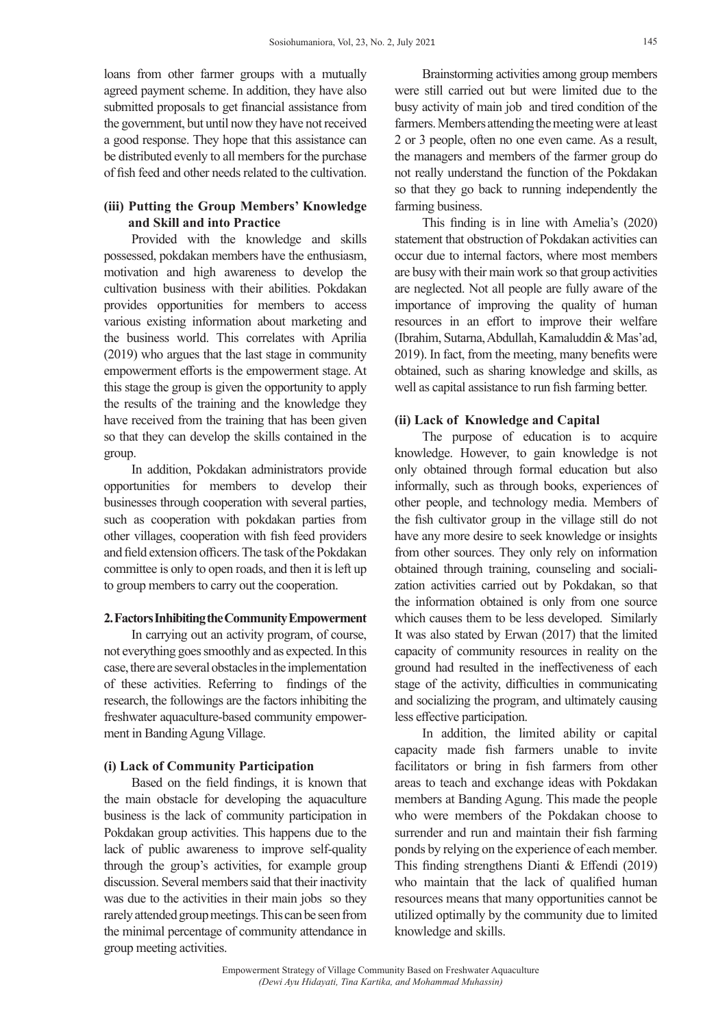loans from other farmer groups with a mutually agreed payment scheme. In addition, they have also submitted proposals to get financial assistance from the government, but until now they have not received a good response. They hope that this assistance can be distributed evenly to all members for the purchase of fish feed and other needs related to the cultivation.

### (iii) Putting the Group Members' Knowledge and Skill and into Practice

Provided with the knowledge and skills possessed, pokdakan members have the enthusiasm, motivation and high awareness to develop the cultivation business with their abilities. Pokdakan provides opportunities for members to access various existing information about marketing and the business world. This correlates with Aprilia (2019) who argues that the last stage in community empowerment efforts is the empowerment stage. At this stage the group is given the opportunity to apply the results of the training and the knowledge they have received from the training that has been given so that they can develop the skills contained in the group.

In addition, Pokdakan administrators provide opportunities for members to develop their businesses through cooperation with several parties, such as cooperation with pokdakan parties from other villages, cooperation with fish feed providers and field extension officers. The task of the Pokdakan committee is only to open roads, and then it is left up to group members to carry out the cooperation.

## 2. Factors Inhibiting the Community Empowerment

In carrying out an activity program, of course, not everything goes smoothly and as expected. In this case, there are several obstacles in the implementation of these activities. Referring to findings of the research, the followings are the factors inhibiting the freshwater aquaculture-based community empowerment in Banding Agung Village.

### (i) Lack of Community Participation

Based on the field findings, it is known that the main obstacle for developing the aquaculture business is the lack of community participation in Pokdakan group activities. This happens due to the lack of public awareness to improve self-quality through the group's activities, for example group discussion. Several members said that their inactivity was due to the activities in their main jobs so they rarely attended group meetings. This can be seen from the minimal percentage of community attendance in group meeting activities.

Brainstorming activities among group members were still carried out but were limited due to the busy activity of main job and tired condition of the farmers. Members attending the meeting were at least 2 or 3 people, often no one even came. As a result, the managers and members of the farmer group do not really understand the function of the Pokdakan so that they go back to running independently the farming business.

This finding is in line with Amelia's (2020) statement that obstruction of Pokdakan activities can occur due to internal factors, where most members are busy with their main work so that group activities are neglected. Not all people are fully aware of the importance of improving the quality of human resources in an effort to improve their welfare (Ibrahim, Sutarna, Abdullah, Kamaluddin & Mas'ad, 2019). In fact, from the meeting, many benefits were obtained, such as sharing knowledge and skills, as well as capital assistance to run fish farming better.

### (ii) Lack of Knowledge and Capital

The purpose of education is to acquire knowledge. However, to gain knowledge is not only obtained through formal education but also informally, such as through books, experiences of other people, and technology media. Members of the fish cultivator group in the village still do not have any more desire to seek knowledge or insights from other sources. They only rely on information obtained through training, counseling and socialization activities carried out by Pokdakan, so that the information obtained is only from one source which causes them to be less developed. Similarly It was also stated by Erwan (2017) that the limited capacity of community resources in reality on the ground had resulted in the ineffectiveness of each stage of the activity, difficulties in communicating and socializing the program, and ultimately causing less effective participation.

In addition, the limited ability or capital capacity made fish farmers unable to invite facilitators or bring in fish farmers from other areas to teach and exchange ideas with Pokdakan members at Banding Agung. This made the people who were members of the Pokdakan choose to surrender and run and maintain their fish farming ponds by relying on the experience of each member. This finding strengthens Dianti & Effendi (2019) who maintain that the lack of qualified human resources means that many opportunities cannot be utilized optimally by the community due to limited knowledge and skills.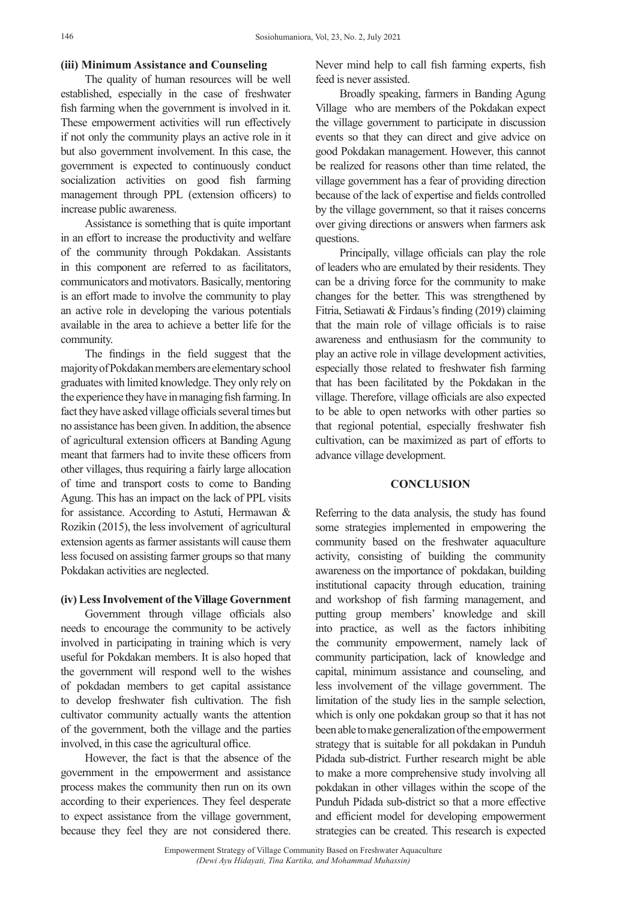**(iii) Minimum Assistance and Counseling**

The quality of human resources will be well established, especially in the case of freshwater fish farming when the government is involved in it. These empowerment activities will run effectively if not only the community plays an active role in it but also government involvement. In this case, the government is expected to continuously conduct socialization activities on good fish farming management through PPL (extension officers) to increase public awareness.

Assistance is something that is quite important in an effort to increase the productivity and welfare of the community through Pokdakan. Assistants in this component are referred to as facilitators, communicators and motivators. Basically, mentoring is an effort made to involve the community to play an active role in developing the various potentials available in the area to achieve a better life for the community.

The findings in the field suggest that the majority of Pokdakan members are elementary school graduates with limited knowledge. They only rely on the experience they have in managing fish farming. In fact they have asked village officials several times but no assistance has been given. In addition, the absence of agricultural extension officers at Banding Agung meant that farmers had to invite these officers from other villages, thus requiring a fairly large allocation of time and transport costs to come to Banding Agung. This has an impact on the lack of PPL visits for assistance. According to Astuti, Hermawan & Rozikin (2015), the less involvement of agricultural extension agents as farmer assistants will cause them less focused on assisting farmer groups so that many Pokdakan activities are neglected.

**(iv) Less Involvement of the Village Government**

Government through village officials also needs to encourage the community to be actively involved in participating in training which is very useful for Pokdakan members. It is also hoped that the government will respond well to the wishes of pokdadan members to get capital assistance to develop freshwater fish cultivation. The fish cultivator community actually wants the attention of the government, both the village and the parties involved, in this case the agricultural office.

However, the fact is that the absence of the government in the empowerment and assistance process makes the community then run on its own according to their experiences. They feel desperate to expect assistance from the village government, because they feel they are not considered there. Never mind help to call fish farming experts, fish feed is never assisted.

Broadly speaking, farmers in Banding Agung Village who are members of the Pokdakan expect the village government to participate in discussion events so that they can direct and give advice on good Pokdakan management. However, this cannot be realized for reasons other than time related, the village government has a fear of providing direction because of the lack of expertise and fields controlled by the village government, so that it raises concerns over giving directions or answers when farmers ask questions.

Principally, village officials can play the role of leaders who are emulated by their residents. They can be a driving force for the community to make changes for the better. This was strengthened by Fitria, Setiawati & Firdaus's finding (2019) claiming that the main role of village officials is to raise awareness and enthusiasm for the community to play an active role in village development activities, especially those related to freshwater fish farming that has been facilitated by the Pokdakan in the village. Therefore, village officials are also expected to be able to open networks with other parties so that regional potential, especially freshwater fish cultivation, can be maximized as part of efforts to advance village development.

## CONCLUSION

Referring to the data analysis, the study has found some strategies implemented in empowering the community based on the freshwater aquaculture activity, consisting of building the community awareness on the importance of pokdakan, building institutional capacity through education, training and workshop of fish farming management, and putting group members' knowledge and skill into practice, as well as the factors inhibiting the community empowerment, namely lack of community participation, lack of knowledge and capital, minimum assistance and counseling, and less involvement of the village government. The limitation of the study lies in the sample selection, which is only one pokdakan group so that it has not been able to make generalization of the empowerment strategy that is suitable for all pokdakan in Punduh Pidada sub-district. Further research might be able to make a more comprehensive study involving all pokdakan in other villages within the scope of the Punduh Pidada sub-district so that a more effective and efficient model for developing empowerment strategies can be created. This research is expected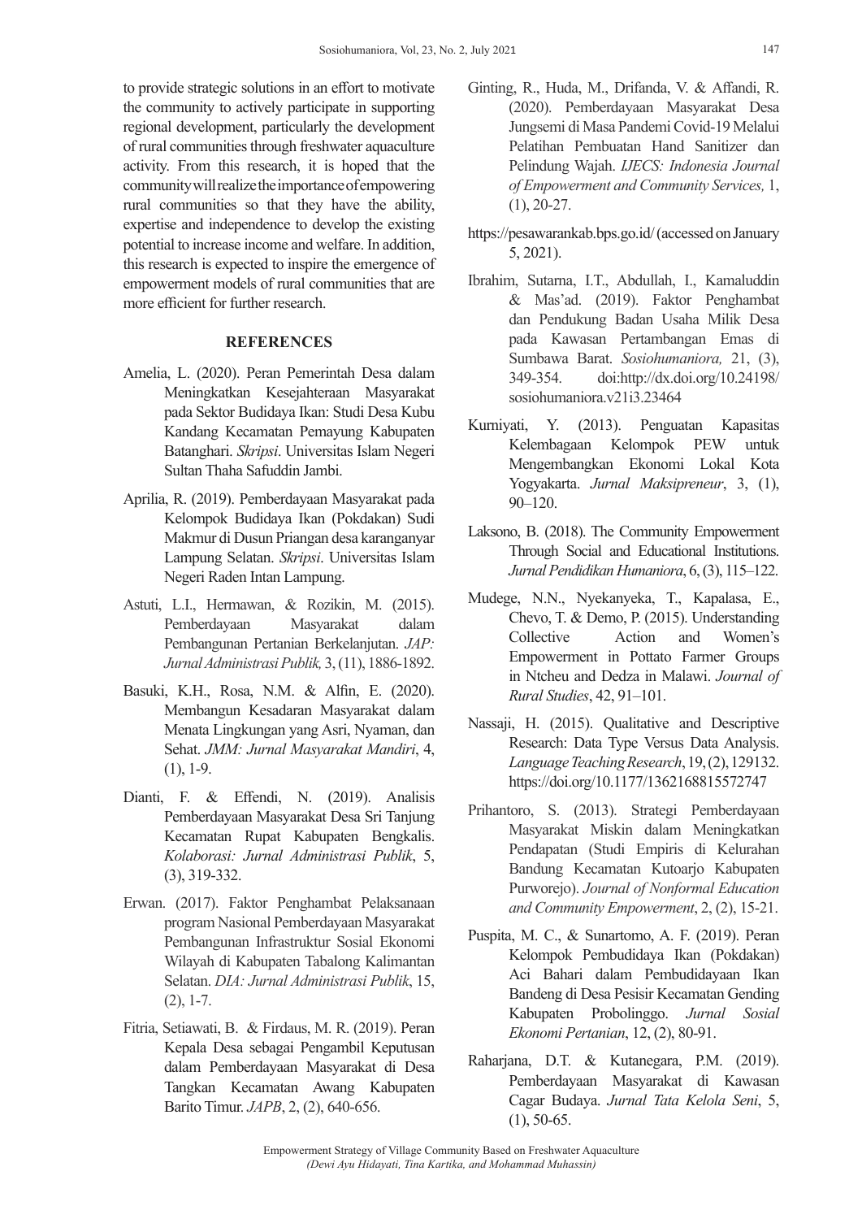to provide strategic solutions in an effort to motivate the community to actively participate in supporting regional development, particularly the development of rural communities through freshwater aquaculture activity. From this research, it is hoped that the community will realize the importance of empowering rural communities so that they have the ability, expertise and independence to develop the existing potential to increase income and welfare. In addition, this research is expected to inspire the emergence of empowerment models of rural communities that are more efficient for further research.

## REFERENCES

Amelia, L. (2020). Peran Pemerintah Desa dalam Meningkatkan Kesejahteraan Masyarakat pada Sektor Budidaya Ikan: Studi Desa Kubu Kandang Kecamatan Pemayung Kabupaten Batanghari. *Skripsi*. Universitas Islam Negeri Sultan Thaha Safuddin Jambi.

Aprilia, R. (2019). Pemberdayaan Masyarakat pada Kelompok Budidaya Ikan (Pokdakan) Sudi Makmur di Dusun Priangan desa karanganyar Lampung Selatan. *Skripsi*. Universitas Islam Negeri Raden Intan Lampung.

Astuti, L.I., Hermawan, & Rozikin, M. (2015). Pemberdayaan Masyarakat dalam Pembangunan Pertanian Berkelanjutan. *JAP: Jurnal Administrasi Publik,* 3, (11), 1886-1892.

Basuki, K.H., Rosa, N.M. & Alfin, E. (2020). Membangun Kesadaran Masyarakat dalam Menata Lingkungan yang Asri, Nyaman, dan Sehat. *JMM: Jurnal Masyarakat Mandiri*, 4, (1), 1-9.

Dianti, F. & Effendi, N. (2019). Analisis Pemberdayaan Masyarakat Desa Sri Tanjung Kecamatan Rupat Kabupaten Bengkalis. *Kolaborasi: Jurnal Administrasi Publik*, 5, (3), 319-332.

Erwan. (2017). Faktor Penghambat Pelaksanaan program Nasional Pemberdayaan Masyarakat Pembangunan Infrastruktur Sosial Ekonomi Wilayah di Kabupaten Tabalong Kalimantan Selatan. *DIA: Jurnal Administrasi Publik*, 15, (2), 1-7.

Fitria, Setiawati, B. & Firdaus, M. R. (2019). Peran Kepala Desa sebagai Pengambil Keputusan dalam Pemberdayaan Masyarakat di Desa Tangkan Kecamatan Awang Kabupaten Barito Timur. *JAPB*, 2, (2), 640-656.

Ginting, R., Huda, M., Drifanda, V. & Affandi, R. (2020). Pemberdayaan Masyarakat Desa Jungsemi di Masa Pandemi Covid-19 Melalui Pelatihan Pembuatan Hand Sanitizer dan Pelindung Wajah. *IJECS: Indonesia Journal of Empowerment and Community Services,* 1, (1), 20-27.

https://pesawarankab.bps.go.id/ (accessed on January 5, 2021).

Ibrahim, Sutarna, I.T., Abdullah, I., Kamaluddin & Mas'ad. (2019). Faktor Penghambat dan Pendukung Badan Usaha Milik Desa pada Kawasan Pertambangan Emas di Sumbawa Barat. *Sosiohumaniora,* 21, (3), 349-354. doi:http://dx.doi.org/10.24198/sosiohumaniora.v21i3.23464

Kurniyati, Y. (2013). Penguatan Kapasitas Kelembagaan Kelompok PEW untuk Mengembangkan Ekonomi Lokal Kota Yogyakarta. *Jurnal Maksipreneur*, 3, (1), 90–120.

Laksono, B. (2018). The Community Empowerment Through Social and Educational Institutions. *Jurnal Pendidikan Humaniora*, 6, (3), 115–122.

Mudege, N.N., Nyekanyeka, T., Kapalasa, E., Chevo, T. & Demo, P. (2015). Understanding Collective Action and Women's Empowerment in Pottato Farmer Groups in Ntcheu and Dedza in Malawi. *Journal of Rural Studies*, 42, 91–101.

Nassaji, H. (2015). Qualitative and Descriptive Research: Data Type Versus Data Analysis. *Language Teaching Research*, 19, (2), 129132. https://doi.org/10.1177/1362168815572747

Prihantoro, S. (2013). Strategi Pemberdayaan Masyarakat Miskin dalam Meningkatkan Pendapatan (Studi Empiris di Kelurahan Bandung Kecamatan Kutoarjo Kabupaten Purworejo). *Journal of Nonformal Education and Community Empowerment*, 2, (2), 15-21.

Puspita, M. C., & Sunartomo, A. F. (2019). Peran Kelompok Pembudidaya Ikan (Pokdakan) Aci Bahari dalam Pembudidayaan Ikan Bandeng di Desa Pesisir Kecamatan Gending Kabupaten Probolinggo. *Jurnal Sosial Ekonomi Pertanian*, 12, (2), 80-91.

Raharjana, D.T. & Kutanegara, P.M. (2019). Pemberdayaan Masyarakat di Kawasan Cagar Budaya. *Jurnal Tata Kelola Seni*, 5, (1), 50-65.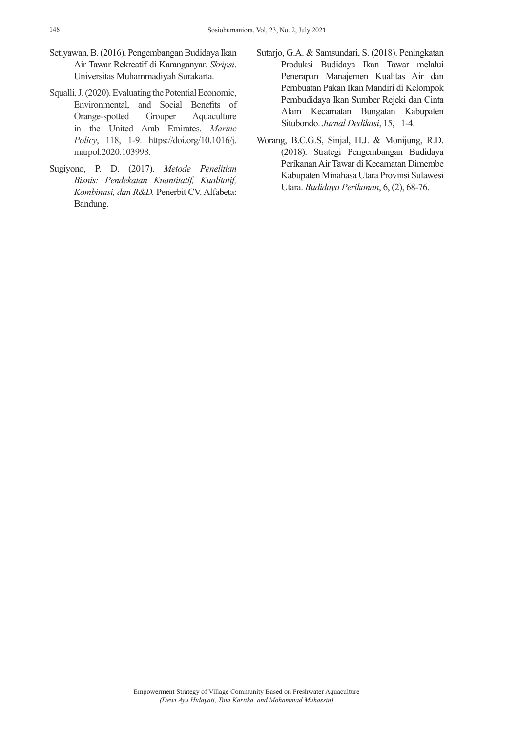Setiyawan, B. (2016). Pengembangan Budidaya Ikan Air Tawar Rekreatif di Karanganyar. *Skripsi*. Universitas Muhammadiyah Surakarta.

Squalli, J. (2020). Evaluating the Potential Economic, Environmental, and Social Benefits of Orange-spotted Grouper Aquaculture in the United Arab Emirates. *Marine Policy*, 118, 1-9. https://doi.org/10.1016/j.marpol.2020.103998.

Sugiyono, P. D. (2017). *Metode Penelitian Bisnis: Pendekatan Kuantitatif, Kualitatif, Kombinasi, dan R&D.* Penerbit CV. Alfabeta: Bandung.

Sutarjo, G.A. & Samsundari, S. (2018). Peningkatan Produksi Budidaya Ikan Tawar melalui Penerapan Manajemen Kualitas Air dan Pembuatan Pakan Ikan Mandiri di Kelompok Pembudidaya Ikan Sumber Rejeki dan Cinta Alam Kecamatan Bungatan Kabupaten Situbondo. *Jurnal Dedikasi*, 15, 1-4.

Worang, B.C.G.S, Sinjal, H.J. & Monijung, R.D. (2018). Strategi Pengembangan Budidaya Perikanan Air Tawar di Kecamatan Dimembe Kabupaten Minahasa Utara Provinsi Sulawesi Utara. *Budidaya Perikanan*, 6, (2), 68-76.